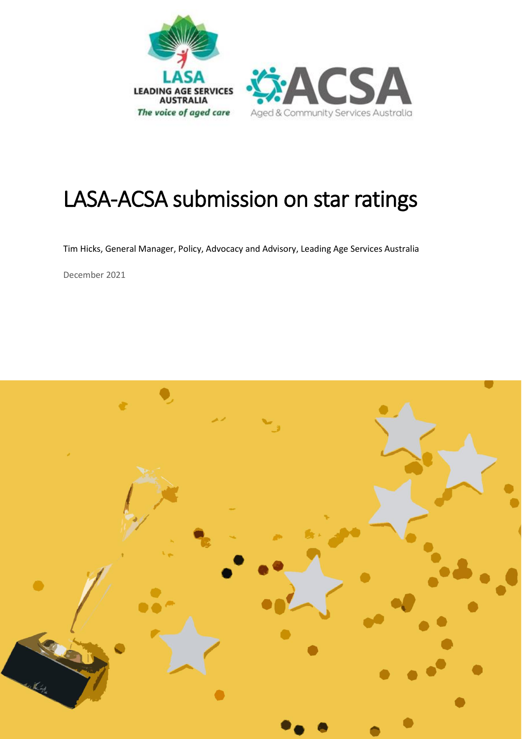# LASA-ACSA submission on star ratings

Tim Hicks, General Manager, Policy, Advocacy and Advisory, Leading Age Services Australia

December 2021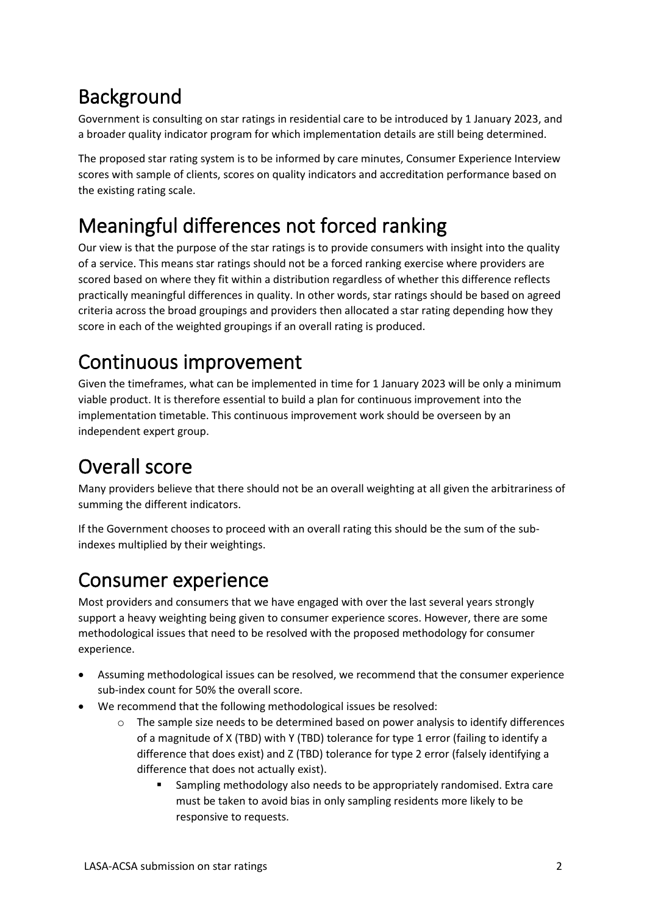# Background

Government is consulting on star ratings in residential care to be introduced by 1 January 2023, and a broader quality indicator program for which implementation details are still being determined.

The proposed star rating system is to be informed by care minutes, Consumer Experience Interview scores with sample of clients, scores on quality indicators and accreditation performance based on the existing rating scale.

# Meaningful differences not forced ranking

Our view is that the purpose of the star ratings is to provide consumers with insight into the quality of a service. This means star ratings should not be a forced ranking exercise where providers are scored based on where they fit within a distribution regardless of whether this difference reflects practically meaningful differences in quality. In other words, star ratings should be based on agreed criteria across the broad groupings and providers then allocated a star rating depending how they score in each of the weighted groupings if an overall rating is produced.

# Continuous improvement

Given the timeframes, what can be implemented in time for 1 January 2023 will be only a minimum viable product. It is therefore essential to build a plan for continuous improvement into the implementation timetable. This continuous improvement work should be overseen by an independent expert group.

# Overall score

Many providers believe that there should not be an overall weighting at all given the arbitrariness of summing the different indicators.

If the Government chooses to proceed with an overall rating this should be the sum of the sub-indexes multiplied by their weightings.

# Consumer experience

Most providers and consumers that we have engaged with over the last several years strongly support a heavy weighting being given to consumer experience scores. However, there are some methodological issues that need to be resolved with the proposed methodology for consumer experience.

- Assuming methodological issues can be resolved, we recommend that the consumer experience sub-index count for 50% the overall score.
- We recommend that the following methodological issues be resolved:
  - The sample size needs to be determined based on power analysis to identify differences of a magnitude of X (TBD) with Y (TBD) tolerance for type 1 error (failing to identify a difference that does exist) and Z (TBD) tolerance for type 2 error (falsely identifying a difference that does not actually exist).
    - Sampling methodology also needs to be appropriately randomised. Extra care must be taken to avoid bias in only sampling residents more likely to be responsive to requests.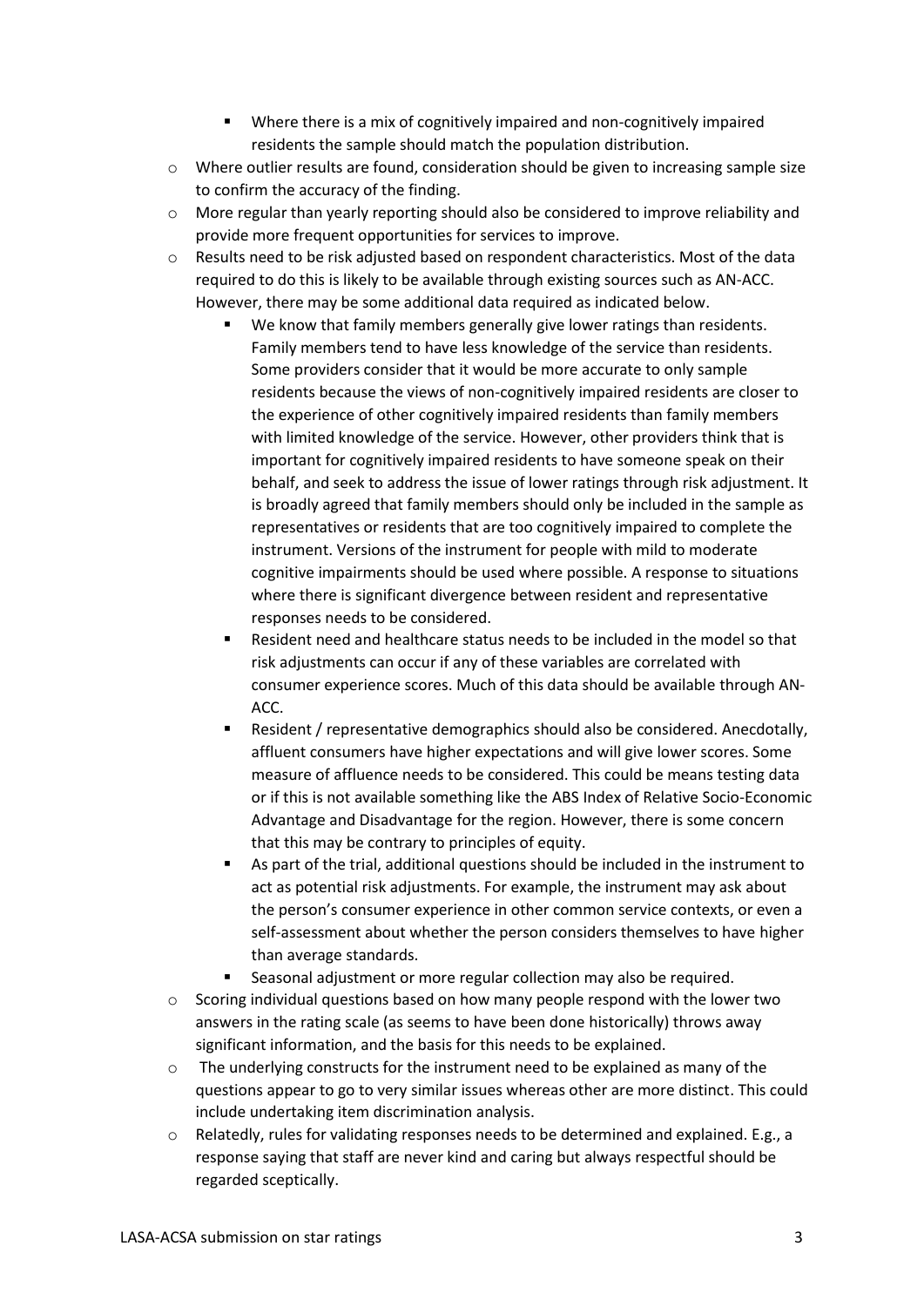- Where there is a mix of cognitively impaired and non-cognitively impaired residents the sample should match the population distribution.
    - Where outlier results are found, consideration should be given to increasing sample size to confirm the accuracy of the finding.
    - More regular than yearly reporting should also be considered to improve reliability and provide more frequent opportunities for services to improve.
    - Results need to be risk adjusted based on respondent characteristics. Most of the data required to do this is likely to be available through existing sources such as AN-ACC. However, there may be some additional data required as indicated below.
        - We know that family members generally give lower ratings than residents. Family members tend to have less knowledge of the service than residents. Some providers consider that it would be more accurate to only sample residents because the views of non-cognitively impaired residents are closer to the experience of other cognitively impaired residents than family members with limited knowledge of the service. However, other providers think that is important for cognitively impaired residents to have someone speak on their behalf, and seek to address the issue of lower ratings through risk adjustment. It is broadly agreed that family members should only be included in the sample as representatives or residents that are too cognitively impaired to complete the instrument. Versions of the instrument for people with mild to moderate cognitive impairments should be used where possible. A response to situations where there is significant divergence between resident and representative responses needs to be considered.
        - Resident need and healthcare status needs to be included in the model so that risk adjustments can occur if any of these variables are correlated with consumer experience scores. Much of this data should be available through AN-ACC.
        - Resident / representative demographics should also be considered. Anecdotally, affluent consumers have higher expectations and will give lower scores. Some measure of affluence needs to be considered. This could be means testing data or if this is not available something like the ABS Index of Relative Socio-Economic Advantage and Disadvantage for the region. However, there is some concern that this may be contrary to principles of equity.
        - As part of the trial, additional questions should be included in the instrument to act as potential risk adjustments. For example, the instrument may ask about the person's consumer experience in other common service contexts, or even a self-assessment about whether the person considers themselves to have higher than average standards.
        - Seasonal adjustment or more regular collection may also be required.
    - Scoring individual questions based on how many people respond with the lower two answers in the rating scale (as seems to have been done historically) throws away significant information, and the basis for this needs to be explained.
    - The underlying constructs for the instrument need to be explained as many of the questions appear to go to very similar issues whereas other are more distinct. This could include undertaking item discrimination analysis.
    - Relatedly, rules for validating responses needs to be determined and explained. E.g., a response saying that staff are never kind and caring but always respectful should be regarded sceptically.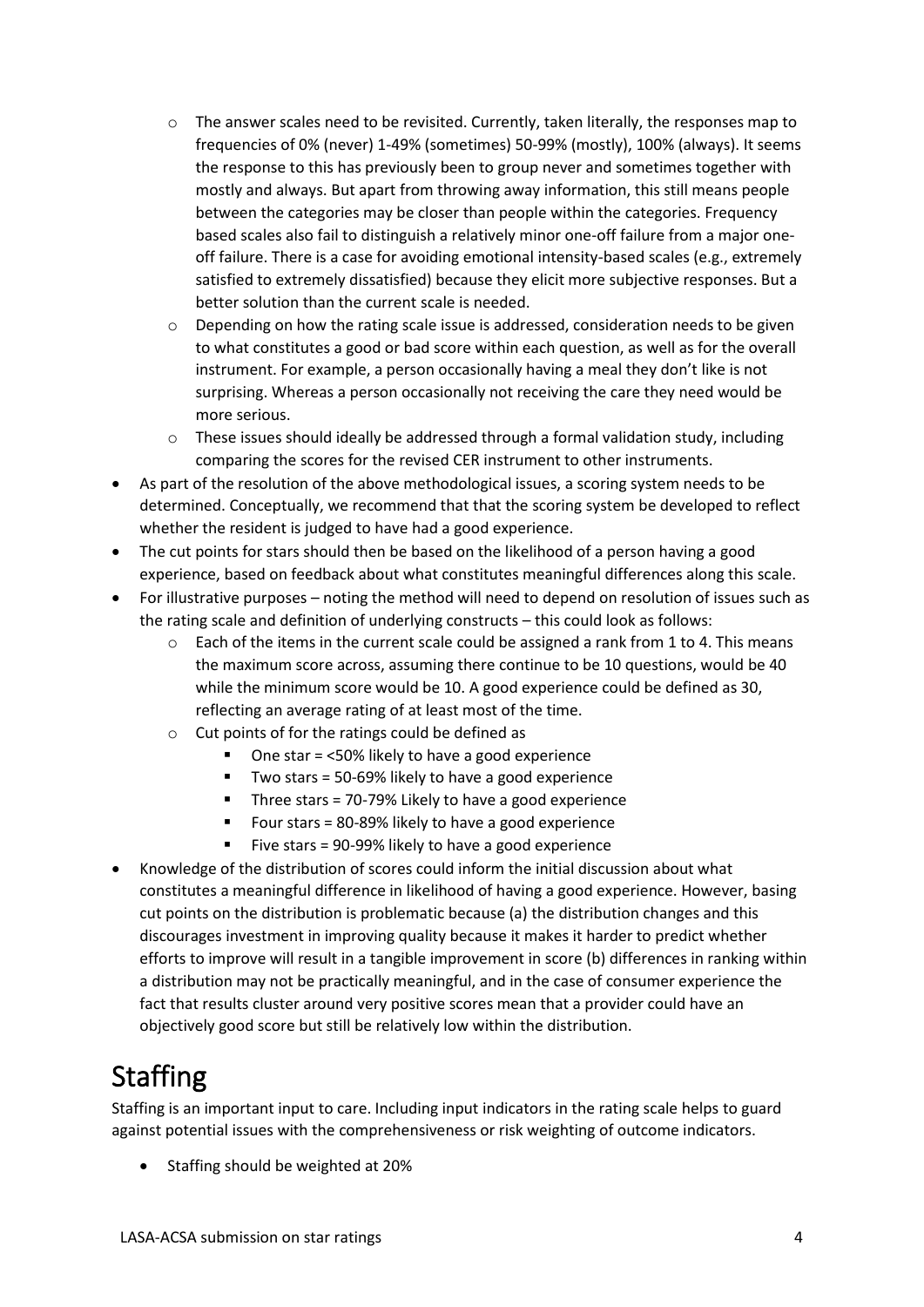- The answer scales need to be revisited. Currently, taken literally, the responses map to frequencies of 0% (never) 1-49% (sometimes) 50-99% (mostly), 100% (always). It seems the response to this has previously been to group never and sometimes together with mostly and always. But apart from throwing away information, this still means people between the categories may be closer than people within the categories. Frequency based scales also fail to distinguish a relatively minor one-off failure from a major one-off failure. There is a case for avoiding emotional intensity-based scales (e.g., extremely satisfied to extremely dissatisfied) because they elicit more subjective responses. But a better solution than the current scale is needed.
    - Depending on how the rating scale issue is addressed, consideration needs to be given to what constitutes a good or bad score within each question, as well as for the overall instrument. For example, a person occasionally having a meal they don't like is not surprising. Whereas a person occasionally not receiving the care they need would be more serious.
    - These issues should ideally be addressed through a formal validation study, including comparing the scores for the revised CER instrument to other instruments.
- As part of the resolution of the above methodological issues, a scoring system needs to be determined. Conceptually, we recommend that that the scoring system be developed to reflect whether the resident is judged to have had a good experience.
- The cut points for stars should then be based on the likelihood of a person having a good experience, based on feedback about what constitutes meaningful differences along this scale.
- For illustrative purposes – noting the method will need to depend on resolution of issues such as the rating scale and definition of underlying constructs – this could look as follows:
    - Each of the items in the current scale could be assigned a rank from 1 to 4. This means the maximum score across, assuming there continue to be 10 questions, would be 40 while the minimum score would be 10. A good experience could be defined as 30, reflecting an average rating of at least most of the time.
    - Cut points of for the ratings could be defined as
        - One star = <50% likely to have a good experience
        - Two stars = 50-69% likely to have a good experience
        - Three stars = 70-79% Likely to have a good experience
        - Four stars = 80-89% likely to have a good experience
        - Five stars = 90-99% likely to have a good experience
- Knowledge of the distribution of scores could inform the initial discussion about what constitutes a meaningful difference in likelihood of having a good experience. However, basing cut points on the distribution is problematic because (a) the distribution changes and this discourages investment in improving quality because it makes it harder to predict whether efforts to improve will result in a tangible improvement in score (b) differences in ranking within a distribution may not be practically meaningful, and in the case of consumer experience the fact that results cluster around very positive scores mean that a provider could have an objectively good score but still be relatively low within the distribution.

# Staffing

Staffing is an important input to care. Including input indicators in the rating scale helps to guard against potential issues with the comprehensiveness or risk weighting of outcome indicators.

- Staffing should be weighted at 20%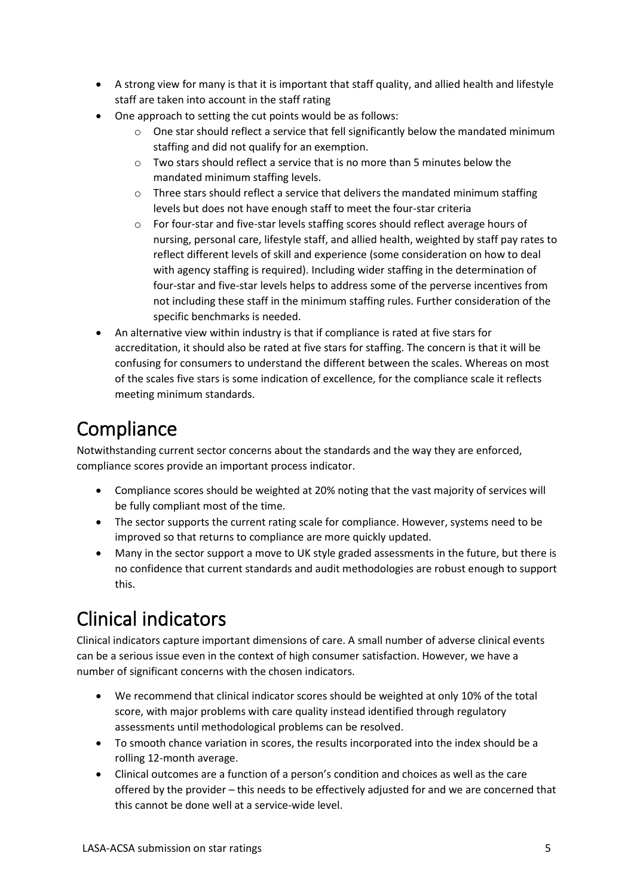- A strong view for many is that it is important that staff quality, and allied health and lifestyle staff are taken into account in the staff rating
- One approach to setting the cut points would be as follows:
  - One star should reflect a service that fell significantly below the mandated minimum staffing and did not qualify for an exemption.
  - Two stars should reflect a service that is no more than 5 minutes below the mandated minimum staffing levels.
  - Three stars should reflect a service that delivers the mandated minimum staffing levels but does not have enough staff to meet the four-star criteria
  - For four-star and five-star levels staffing scores should reflect average hours of nursing, personal care, lifestyle staff, and allied health, weighted by staff pay rates to reflect different levels of skill and experience (some consideration on how to deal with agency staffing is required). Including wider staffing in the determination of four-star and five-star levels helps to address some of the perverse incentives from not including these staff in the minimum staffing rules. Further consideration of the specific benchmarks is needed.
- An alternative view within industry is that if compliance is rated at five stars for accreditation, it should also be rated at five stars for staffing. The concern is that it will be confusing for consumers to understand the different between the scales. Whereas on most of the scales five stars is some indication of excellence, for the compliance scale it reflects meeting minimum standards.

# Compliance

Notwithstanding current sector concerns about the standards and the way they are enforced, compliance scores provide an important process indicator.

- Compliance scores should be weighted at 20% noting that the vast majority of services will be fully compliant most of the time.
- The sector supports the current rating scale for compliance. However, systems need to be improved so that returns to compliance are more quickly updated.
- Many in the sector support a move to UK style graded assessments in the future, but there is no confidence that current standards and audit methodologies are robust enough to support this.

# Clinical indicators

Clinical indicators capture important dimensions of care. A small number of adverse clinical events can be a serious issue even in the context of high consumer satisfaction. However, we have a number of significant concerns with the chosen indicators.

- We recommend that clinical indicator scores should be weighted at only 10% of the total score, with major problems with care quality instead identified through regulatory assessments until methodological problems can be resolved.
- To smooth chance variation in scores, the results incorporated into the index should be a rolling 12-month average.
- Clinical outcomes are a function of a person's condition and choices as well as the care offered by the provider – this needs to be effectively adjusted for and we are concerned that this cannot be done well at a service-wide level.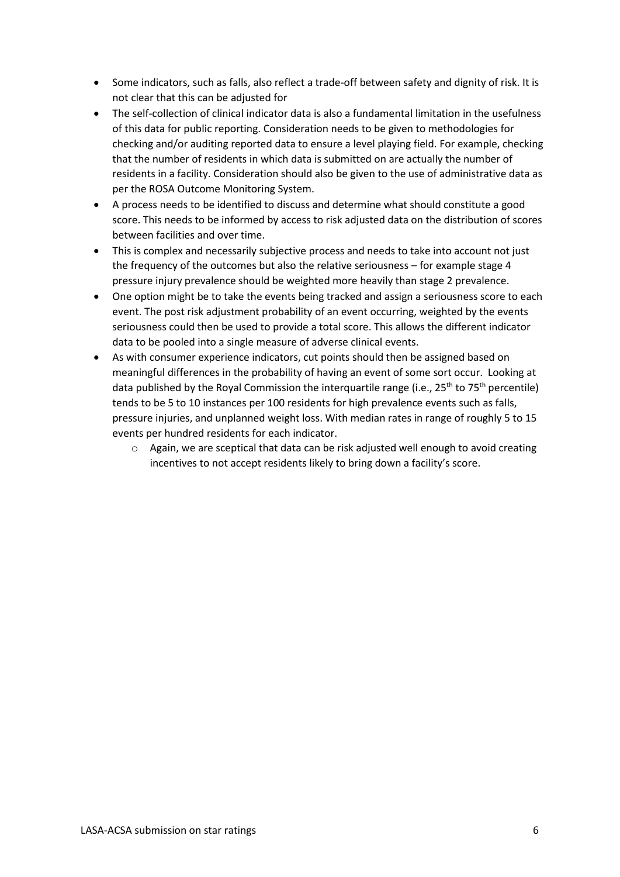- Some indicators, such as falls, also reflect a trade-off between safety and dignity of risk. It is not clear that this can be adjusted for
- The self-collection of clinical indicator data is also a fundamental limitation in the usefulness of this data for public reporting. Consideration needs to be given to methodologies for checking and/or auditing reported data to ensure a level playing field. For example, checking that the number of residents in which data is submitted on are actually the number of residents in a facility. Consideration should also be given to the use of administrative data as per the ROSA Outcome Monitoring System.
- A process needs to be identified to discuss and determine what should constitute a good score. This needs to be informed by access to risk adjusted data on the distribution of scores between facilities and over time.
- This is complex and necessarily subjective process and needs to take into account not just the frequency of the outcomes but also the relative seriousness – for example stage 4 pressure injury prevalence should be weighted more heavily than stage 2 prevalence.
- One option might be to take the events being tracked and assign a seriousness score to each event. The post risk adjustment probability of an event occurring, weighted by the events seriousness could then be used to provide a total score. This allows the different indicator data to be pooled into a single measure of adverse clinical events.
- As with consumer experience indicators, cut points should then be assigned based on meaningful differences in the probability of having an event of some sort occur. Looking at data published by the Royal Commission the interquartile range (i.e., 25th to 75th percentile) tends to be 5 to 10 instances per 100 residents for high prevalence events such as falls, pressure injuries, and unplanned weight loss. With median rates in range of roughly 5 to 15 events per hundred residents for each indicator.
    - Again, we are sceptical that data can be risk adjusted well enough to avoid creating incentives to not accept residents likely to bring down a facility's score.